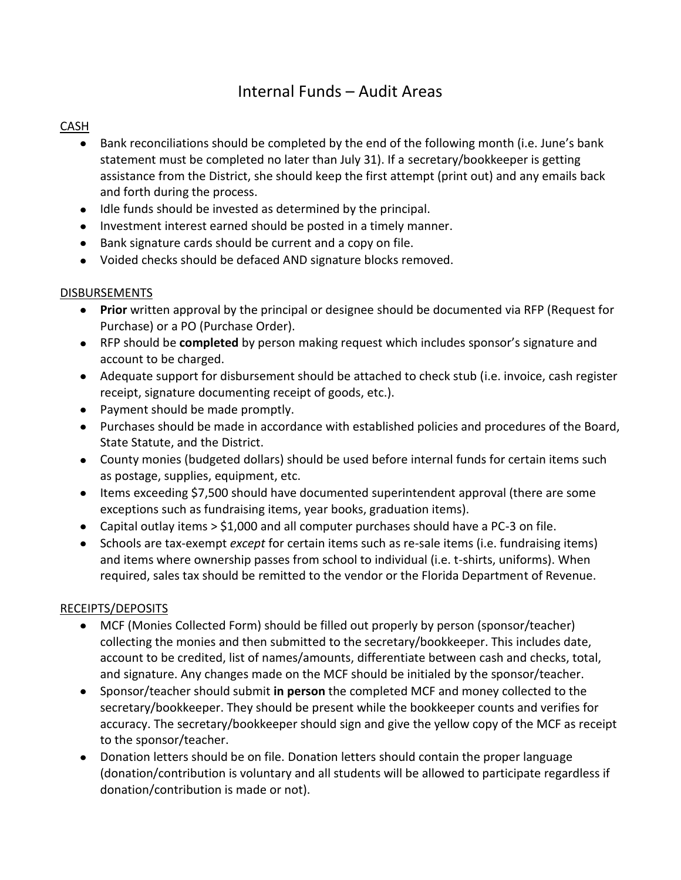# Internal Funds – Audit Areas

CASH

- Bank reconciliations should be completed by the end of the following month (i.e. June's bank statement must be completed no later than July 31). If a secretary/bookkeeper is getting assistance from the District, she should keep the first attempt (print out) and any emails back and forth during the process.
- Idle funds should be invested as determined by the principal.
- Investment interest earned should be posted in a timely manner.
- Bank signature cards should be current and a copy on file.
- Voided checks should be defaced AND signature blocks removed.

DISBURSEMENTS

- **Prior** written approval by the principal or designee should be documented via RFP (Request for Purchase) or a PO (Purchase Order).
- RFP should be **completed** by person making request which includes sponsor's signature and account to be charged.
- Adequate support for disbursement should be attached to check stub (i.e. invoice, cash register receipt, signature documenting receipt of goods, etc.).
- Payment should be made promptly.
- Purchases should be made in accordance with established policies and procedures of the Board, State Statute, and the District.
- County monies (budgeted dollars) should be used before internal funds for certain items such as postage, supplies, equipment, etc.
- Items exceeding $7,500 should have documented superintendent approval (there are some exceptions such as fundraising items, year books, graduation items).
- Capital outlay items > $1,000 and all computer purchases should have a PC-3 on file.
- Schools are tax-exempt *except* for certain items such as re-sale items (i.e. fundraising items) and items where ownership passes from school to individual (i.e. t-shirts, uniforms). When required, sales tax should be remitted to the vendor or the Florida Department of Revenue.

RECEIPTS/DEPOSITS

- MCF (Monies Collected Form) should be filled out properly by person (sponsor/teacher) collecting the monies and then submitted to the secretary/bookkeeper. This includes date, account to be credited, list of names/amounts, differentiate between cash and checks, total, and signature. Any changes made on the MCF should be initialed by the sponsor/teacher.
- Sponsor/teacher should submit **in person** the completed MCF and money collected to the secretary/bookkeeper. They should be present while the bookkeeper counts and verifies for accuracy. The secretary/bookkeeper should sign and give the yellow copy of the MCF as receipt to the sponsor/teacher.
- Donation letters should be on file. Donation letters should contain the proper language (donation/contribution is voluntary and all students will be allowed to participate regardless if donation/contribution is made or not).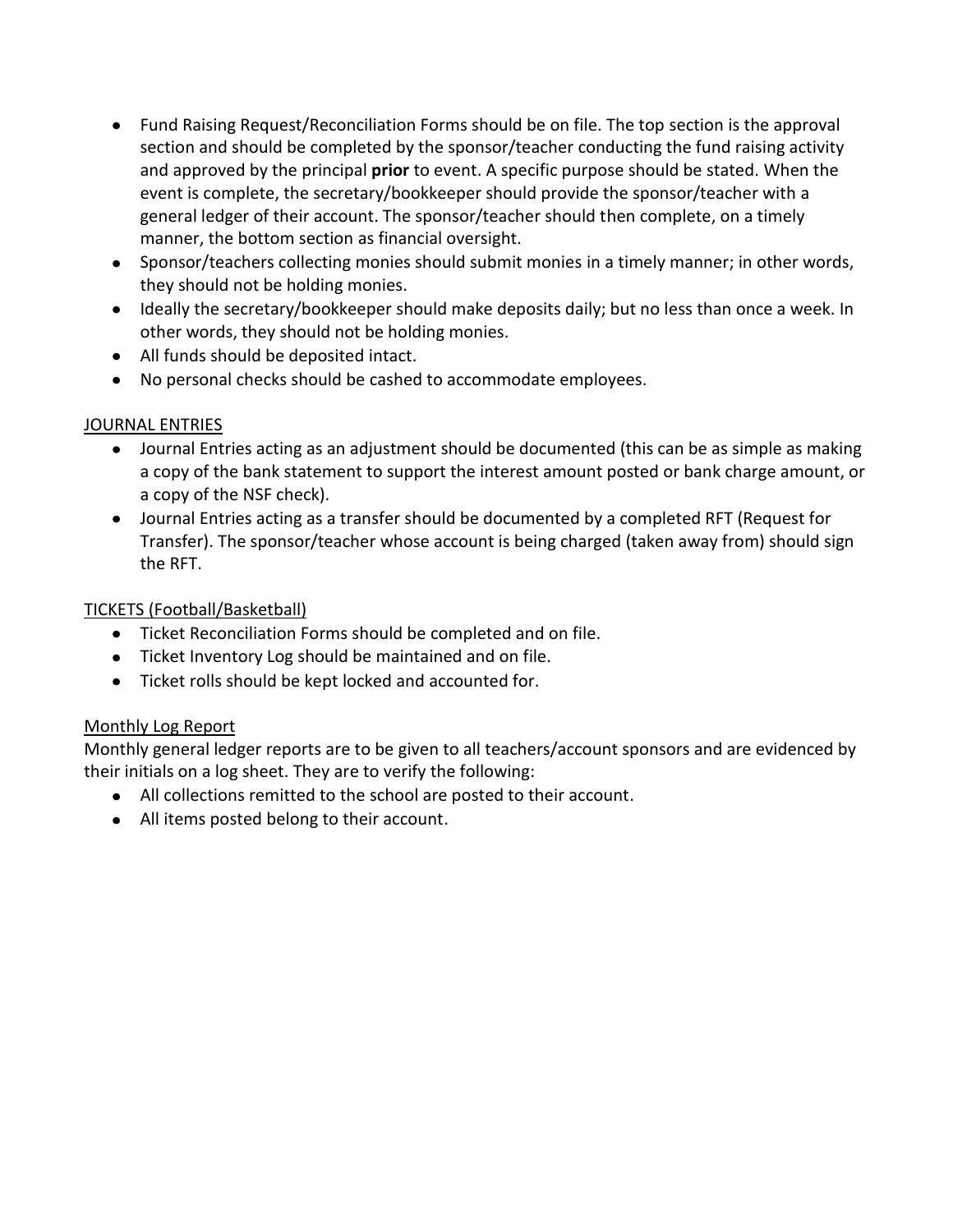- Fund Raising Request/Reconciliation Forms should be on file. The top section is the approval section and should be completed by the sponsor/teacher conducting the fund raising activity and approved by the principal **prior** to event. A specific purpose should be stated. When the event is complete, the secretary/bookkeeper should provide the sponsor/teacher with a general ledger of their account. The sponsor/teacher should then complete, on a timely manner, the bottom section as financial oversight.
- Sponsor/teachers collecting monies should submit monies in a timely manner; in other words, they should not be holding monies.
- Ideally the secretary/bookkeeper should make deposits daily; but no less than once a week. In other words, they should not be holding monies.
- All funds should be deposited intact.
- No personal checks should be cashed to accommodate employees.

<u>JOURNAL ENTRIES</u>

- Journal Entries acting as an adjustment should be documented (this can be as simple as making a copy of the bank statement to support the interest amount posted or bank charge amount, or a copy of the NSF check).
- Journal Entries acting as a transfer should be documented by a completed RFT (Request for Transfer). The sponsor/teacher whose account is being charged (taken away from) should sign the RFT.

<u>TICKETS (Football/Basketball)</u>

- Ticket Reconciliation Forms should be completed and on file.
- Ticket Inventory Log should be maintained and on file.
- Ticket rolls should be kept locked and accounted for.

<u>Monthly Log Report</u>

Monthly general ledger reports are to be given to all teachers/account sponsors and are evidenced by their initials on a log sheet. They are to verify the following:

- All collections remitted to the school are posted to their account.
- All items posted belong to their account.